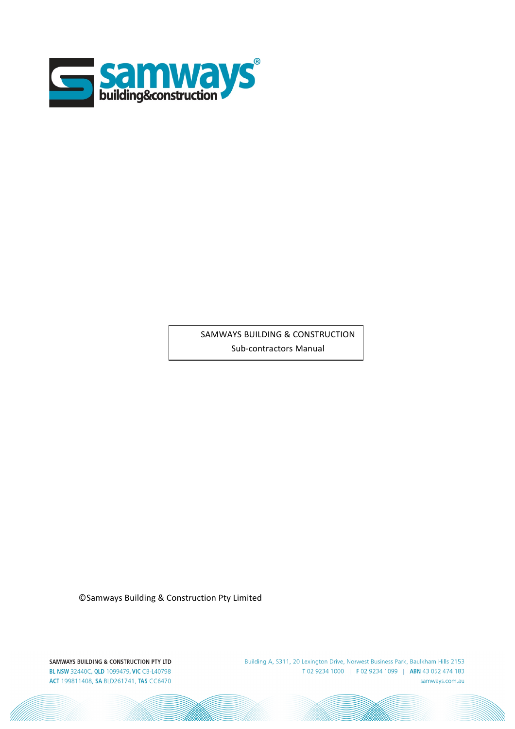SAMWAYS BUILDING & CONSTRUCTION

Sub-contractors Manual

©Samways Building & Construction Pty Limited

SAMWAYS BUILDING & CONSTRUCTION PTY LTD
BL NSW 32440C, QLD 1099479, VIC CB-L40798
ACT 199811408, SA BLD261741, TAS CC6470

Building A, S311, 20 Lexington Drive, Norwest Business Park, Baulkham Hills 2153
T 02 9234 1000 | F 02 9234 1099 | ABN 43 052 474 183
samways.com.au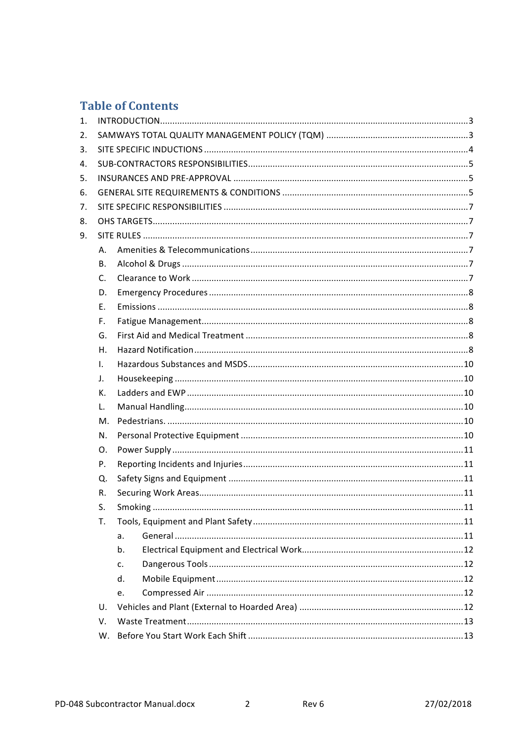## Table of Contents

1. INTRODUCTION ..... 3
2. SAMWAYS TOTAL QUALITY MANAGEMENT POLICY (TQM) ..... 3
3. SITE SPECIFIC INDUCTIONS ..... 4
4. SUB-CONTRACTORS RESPONSIBILITIES ..... 5
5. INSURANCES AND PRE-APPROVAL ..... 5
6. GENERAL SITE REQUIREMENTS & CONDITIONS ..... 5
7. SITE SPECIFIC RESPONSIBILITIES ..... 7
8. OHS TARGETS ..... 7
9. SITE RULES ..... 7
   - A. Amenities & Telecommunications ..... 7
   - B. Alcohol & Drugs ..... 7
   - C. Clearance to Work ..... 7
   - D. Emergency Procedures ..... 8
   - E. Emissions ..... 8
   - F. Fatigue Management ..... 8
   - G. First Aid and Medical Treatment ..... 8
   - H. Hazard Notification ..... 8
   - I. Hazardous Substances and MSDS ..... 10
   - J. Housekeeping ..... 10
   - K. Ladders and EWP ..... 10
   - L. Manual Handling ..... 10
   - M. Pedestrians. ..... 10
   - N. Personal Protective Equipment ..... 10
   - O. Power Supply ..... 11
   - P. Reporting Incidents and Injuries ..... 11
   - Q. Safety Signs and Equipment ..... 11
   - R. Securing Work Areas ..... 11
   - S. Smoking ..... 11
   - T. Tools, Equipment and Plant Safety ..... 11
     - a. General ..... 11
     - b. Electrical Equipment and Electrical Work ..... 12
     - c. Dangerous Tools ..... 12
     - d. Mobile Equipment ..... 12
     - e. Compressed Air ..... 12
   - U. Vehicles and Plant (External to Hoarded Area) ..... 12
   - V. Waste Treatment ..... 13
   - W. Before You Start Work Each Shift ..... 13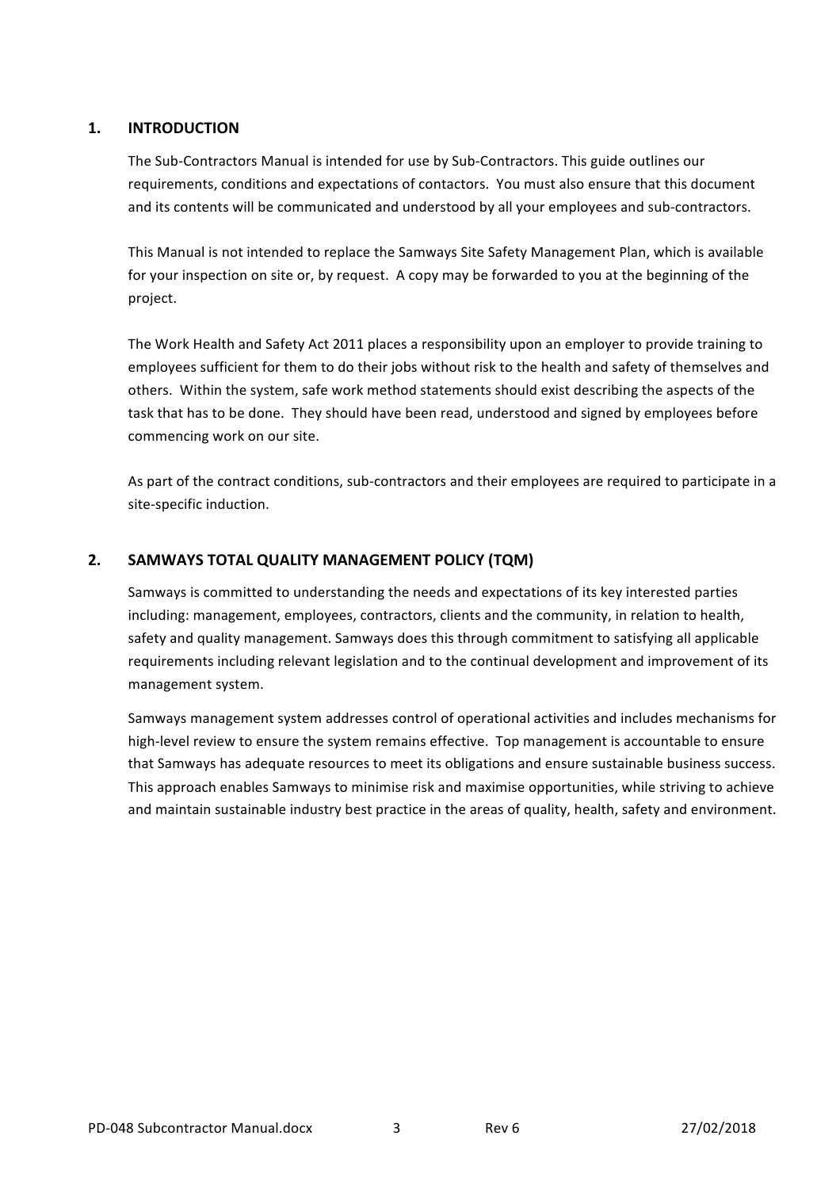## 1. INTRODUCTION

The Sub-Contractors Manual is intended for use by Sub-Contractors. This guide outlines our requirements, conditions and expectations of contactors. You must also ensure that this document and its contents will be communicated and understood by all your employees and sub-contractors.

This Manual is not intended to replace the Samways Site Safety Management Plan, which is available for your inspection on site or, by request. A copy may be forwarded to you at the beginning of the project.

The Work Health and Safety Act 2011 places a responsibility upon an employer to provide training to employees sufficient for them to do their jobs without risk to the health and safety of themselves and others. Within the system, safe work method statements should exist describing the aspects of the task that has to be done. They should have been read, understood and signed by employees before commencing work on our site.

As part of the contract conditions, sub-contractors and their employees are required to participate in a site-specific induction.

## 2. SAMWAYS TOTAL QUALITY MANAGEMENT POLICY (TQM)

Samways is committed to understanding the needs and expectations of its key interested parties including: management, employees, contractors, clients and the community, in relation to health, safety and quality management. Samways does this through commitment to satisfying all applicable requirements including relevant legislation and to the continual development and improvement of its management system.

Samways management system addresses control of operational activities and includes mechanisms for high-level review to ensure the system remains effective. Top management is accountable to ensure that Samways has adequate resources to meet its obligations and ensure sustainable business success. This approach enables Samways to minimise risk and maximise opportunities, while striving to achieve and maintain sustainable industry best practice in the areas of quality, health, safety and environment.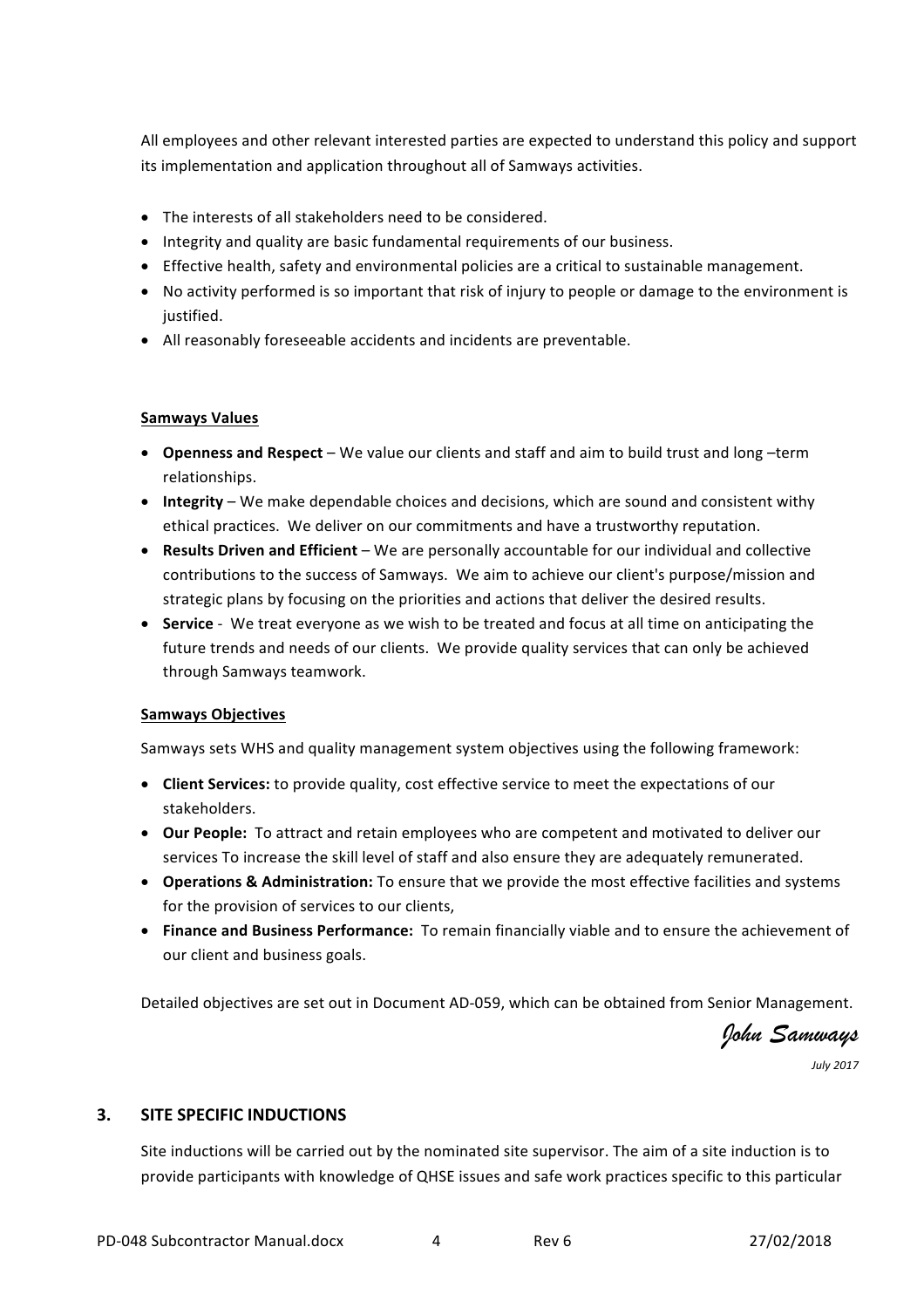All employees and other relevant interested parties are expected to understand this policy and support its implementation and application throughout all of Samways activities.

- The interests of all stakeholders need to be considered.
- Integrity and quality are basic fundamental requirements of our business.
- Effective health, safety and environmental policies are a critical to sustainable management.
- No activity performed is so important that risk of injury to people or damage to the environment is justified.
- All reasonably foreseeable accidents and incidents are preventable.

**Samways Values**

- **Openness and Respect** – We value our clients and staff and aim to build trust and long –term relationships.
- **Integrity** – We make dependable choices and decisions, which are sound and consistent withy ethical practices. We deliver on our commitments and have a trustworthy reputation.
- **Results Driven and Efficient** – We are personally accountable for our individual and collective contributions to the success of Samways. We aim to achieve our client's purpose/mission and strategic plans by focusing on the priorities and actions that deliver the desired results.
- **Service** - We treat everyone as we wish to be treated and focus at all time on anticipating the future trends and needs of our clients. We provide quality services that can only be achieved through Samways teamwork.

**Samways Objectives**

Samways sets WHS and quality management system objectives using the following framework:

- **Client Services:** to provide quality, cost effective service to meet the expectations of our stakeholders.
- **Our People:** To attract and retain employees who are competent and motivated to deliver our services To increase the skill level of staff and also ensure they are adequately remunerated.
- **Operations & Administration:** To ensure that we provide the most effective facilities and systems for the provision of services to our clients,
- **Finance and Business Performance:** To remain financially viable and to ensure the achievement of our client and business goals.

Detailed objectives are set out in Document AD-059, which can be obtained from Senior Management.

*John Samways*

*July 2017*

## 3. SITE SPECIFIC INDUCTIONS

Site inductions will be carried out by the nominated site supervisor. The aim of a site induction is to provide participants with knowledge of QHSE issues and safe work practices specific to this particular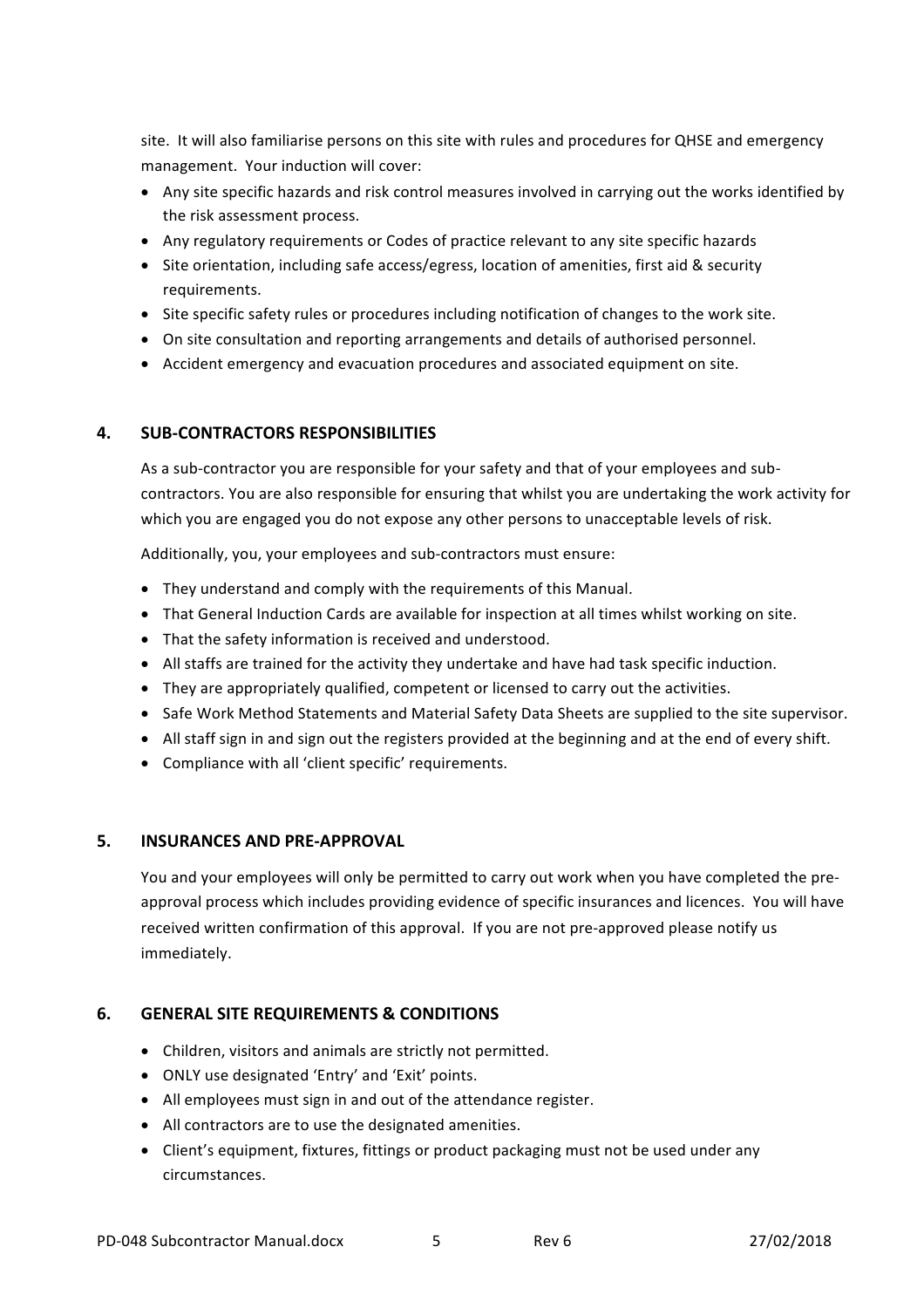site. It will also familiarise persons on this site with rules and procedures for QHSE and emergency management. Your induction will cover:

- Any site specific hazards and risk control measures involved in carrying out the works identified by the risk assessment process.
- Any regulatory requirements or Codes of practice relevant to any site specific hazards
- Site orientation, including safe access/egress, location of amenities, first aid & security requirements.
- Site specific safety rules or procedures including notification of changes to the work site.
- On site consultation and reporting arrangements and details of authorised personnel.
- Accident emergency and evacuation procedures and associated equipment on site.

## 4. SUB-CONTRACTORS RESPONSIBILITIES

As a sub-contractor you are responsible for your safety and that of your employees and sub-contractors. You are also responsible for ensuring that whilst you are undertaking the work activity for which you are engaged you do not expose any other persons to unacceptable levels of risk.

Additionally, you, your employees and sub-contractors must ensure:

- They understand and comply with the requirements of this Manual.
- That General Induction Cards are available for inspection at all times whilst working on site.
- That the safety information is received and understood.
- All staffs are trained for the activity they undertake and have had task specific induction.
- They are appropriately qualified, competent or licensed to carry out the activities.
- Safe Work Method Statements and Material Safety Data Sheets are supplied to the site supervisor.
- All staff sign in and sign out the registers provided at the beginning and at the end of every shift.
- Compliance with all 'client specific' requirements.

## 5. INSURANCES AND PRE-APPROVAL

You and your employees will only be permitted to carry out work when you have completed the pre-approval process which includes providing evidence of specific insurances and licences. You will have received written confirmation of this approval. If you are not pre-approved please notify us immediately.

## 6. GENERAL SITE REQUIREMENTS & CONDITIONS

- Children, visitors and animals are strictly not permitted.
- ONLY use designated 'Entry' and 'Exit' points.
- All employees must sign in and out of the attendance register.
- All contractors are to use the designated amenities.
- Client's equipment, fixtures, fittings or product packaging must not be used under any circumstances.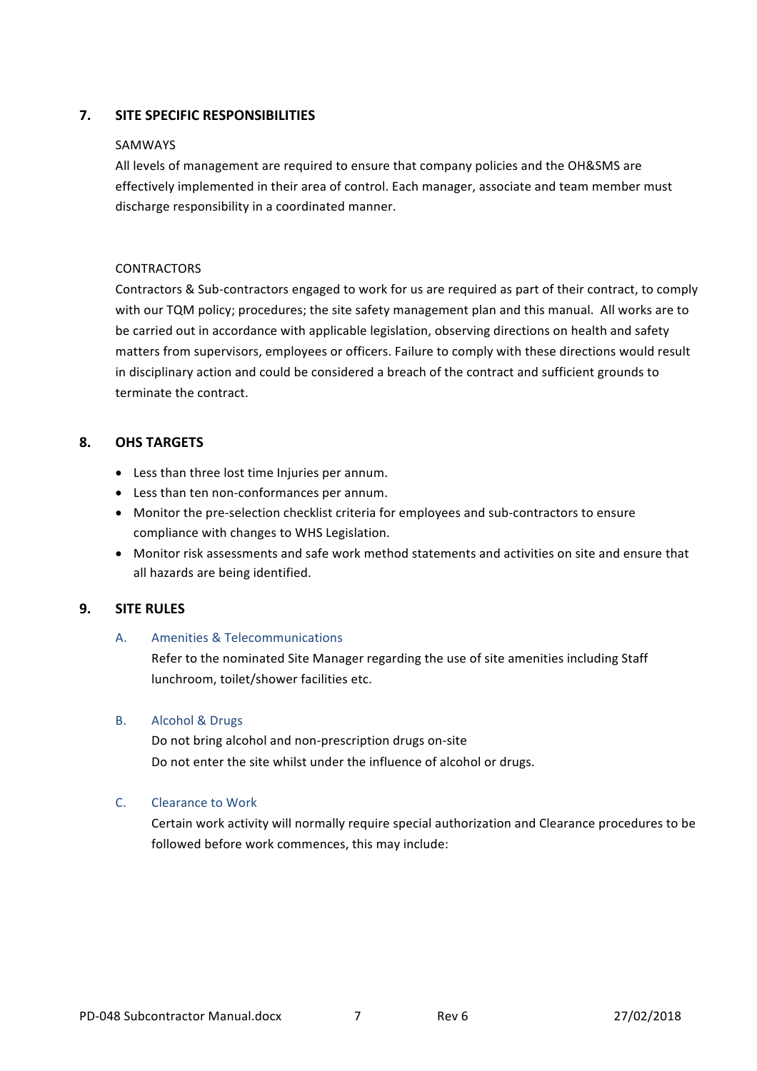## 7. SITE SPECIFIC RESPONSIBILITIES

SAMWAYS

All levels of management are required to ensure that company policies and the OH&SMS are effectively implemented in their area of control. Each manager, associate and team member must discharge responsibility in a coordinated manner.

CONTRACTORS

Contractors & Sub-contractors engaged to work for us are required as part of their contract, to comply with our TQM policy; procedures; the site safety management plan and this manual. All works are to be carried out in accordance with applicable legislation, observing directions on health and safety matters from supervisors, employees or officers. Failure to comply with these directions would result in disciplinary action and could be considered a breach of the contract and sufficient grounds to terminate the contract.

## 8. OHS TARGETS

- Less than three lost time Injuries per annum.
- Less than ten non-conformances per annum.
- Monitor the pre-selection checklist criteria for employees and sub-contractors to ensure compliance with changes to WHS Legislation.
- Monitor risk assessments and safe work method statements and activities on site and ensure that all hazards are being identified.

## 9. SITE RULES

### A. Amenities & Telecommunications

Refer to the nominated Site Manager regarding the use of site amenities including Staff lunchroom, toilet/shower facilities etc.

### B. Alcohol & Drugs

Do not bring alcohol and non-prescription drugs on-site
Do not enter the site whilst under the influence of alcohol or drugs.

### C. Clearance to Work

Certain work activity will normally require special authorization and Clearance procedures to be followed before work commences, this may include: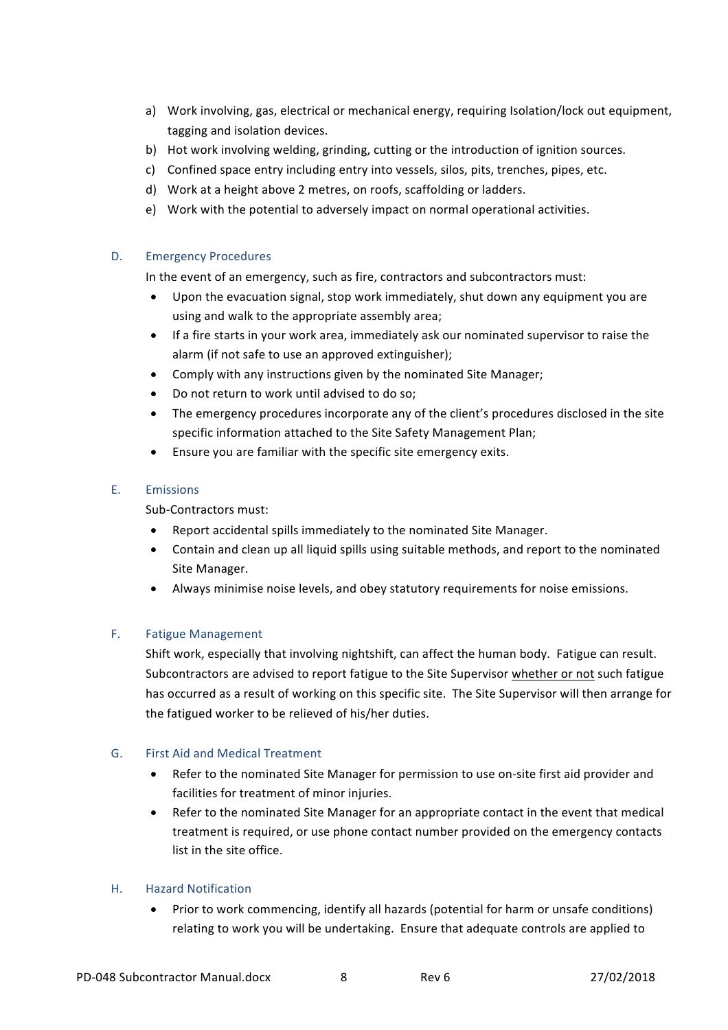a) Work involving, gas, electrical or mechanical energy, requiring Isolation/lock out equipment, tagging and isolation devices.
b) Hot work involving welding, grinding, cutting or the introduction of ignition sources.
c) Confined space entry including entry into vessels, silos, pits, trenches, pipes, etc.
d) Work at a height above 2 metres, on roofs, scaffolding or ladders.
e) Work with the potential to adversely impact on normal operational activities.

### D. Emergency Procedures

In the event of an emergency, such as fire, contractors and subcontractors must:

- Upon the evacuation signal, stop work immediately, shut down any equipment you are using and walk to the appropriate assembly area;
- If a fire starts in your work area, immediately ask our nominated supervisor to raise the alarm (if not safe to use an approved extinguisher);
- Comply with any instructions given by the nominated Site Manager;
- Do not return to work until advised to do so;
- The emergency procedures incorporate any of the client's procedures disclosed in the site specific information attached to the Site Safety Management Plan;
- Ensure you are familiar with the specific site emergency exits.

### E. Emissions

Sub-Contractors must:

- Report accidental spills immediately to the nominated Site Manager.
- Contain and clean up all liquid spills using suitable methods, and report to the nominated Site Manager.
- Always minimise noise levels, and obey statutory requirements for noise emissions.

### F. Fatigue Management

Shift work, especially that involving nightshift, can affect the human body. Fatigue can result. Subcontractors are advised to report fatigue to the Site Supervisor <u>whether or not</u> such fatigue has occurred as a result of working on this specific site. The Site Supervisor will then arrange for the fatigued worker to be relieved of his/her duties.

### G. First Aid and Medical Treatment

- Refer to the nominated Site Manager for permission to use on-site first aid provider and facilities for treatment of minor injuries.
- Refer to the nominated Site Manager for an appropriate contact in the event that medical treatment is required, or use phone contact number provided on the emergency contacts list in the site office.

### H. Hazard Notification

- Prior to work commencing, identify all hazards (potential for harm or unsafe conditions) relating to work you will be undertaking. Ensure that adequate controls are applied to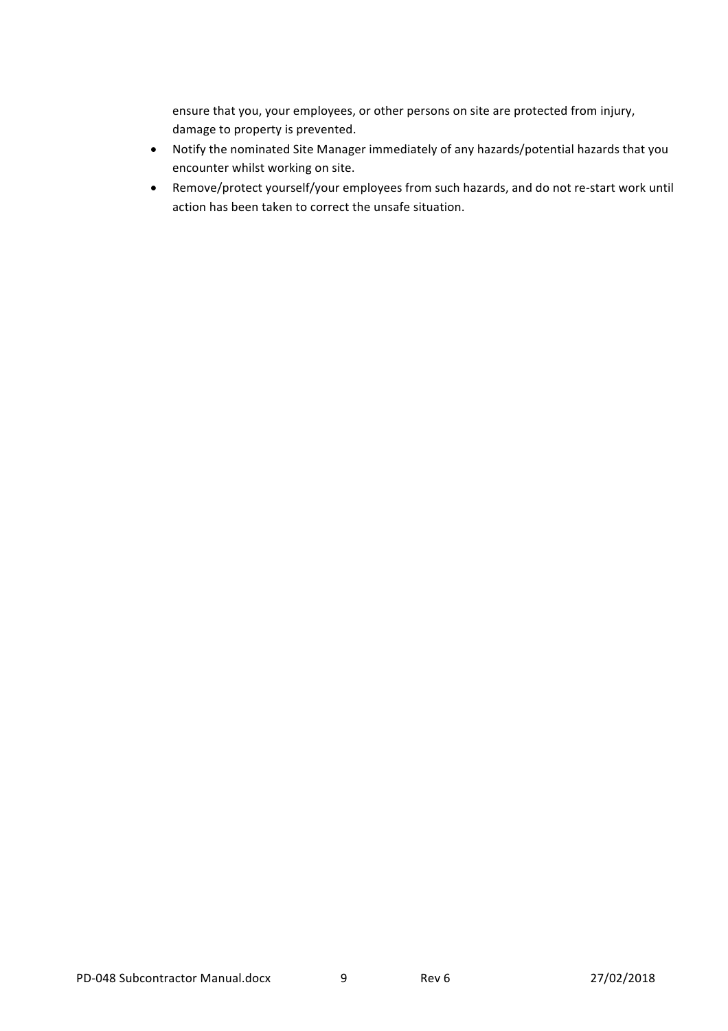ensure that you, your employees, or other persons on site are protected from injury, damage to property is prevented.

- Notify the nominated Site Manager immediately of any hazards/potential hazards that you encounter whilst working on site.
- Remove/protect yourself/your employees from such hazards, and do not re-start work until action has been taken to correct the unsafe situation.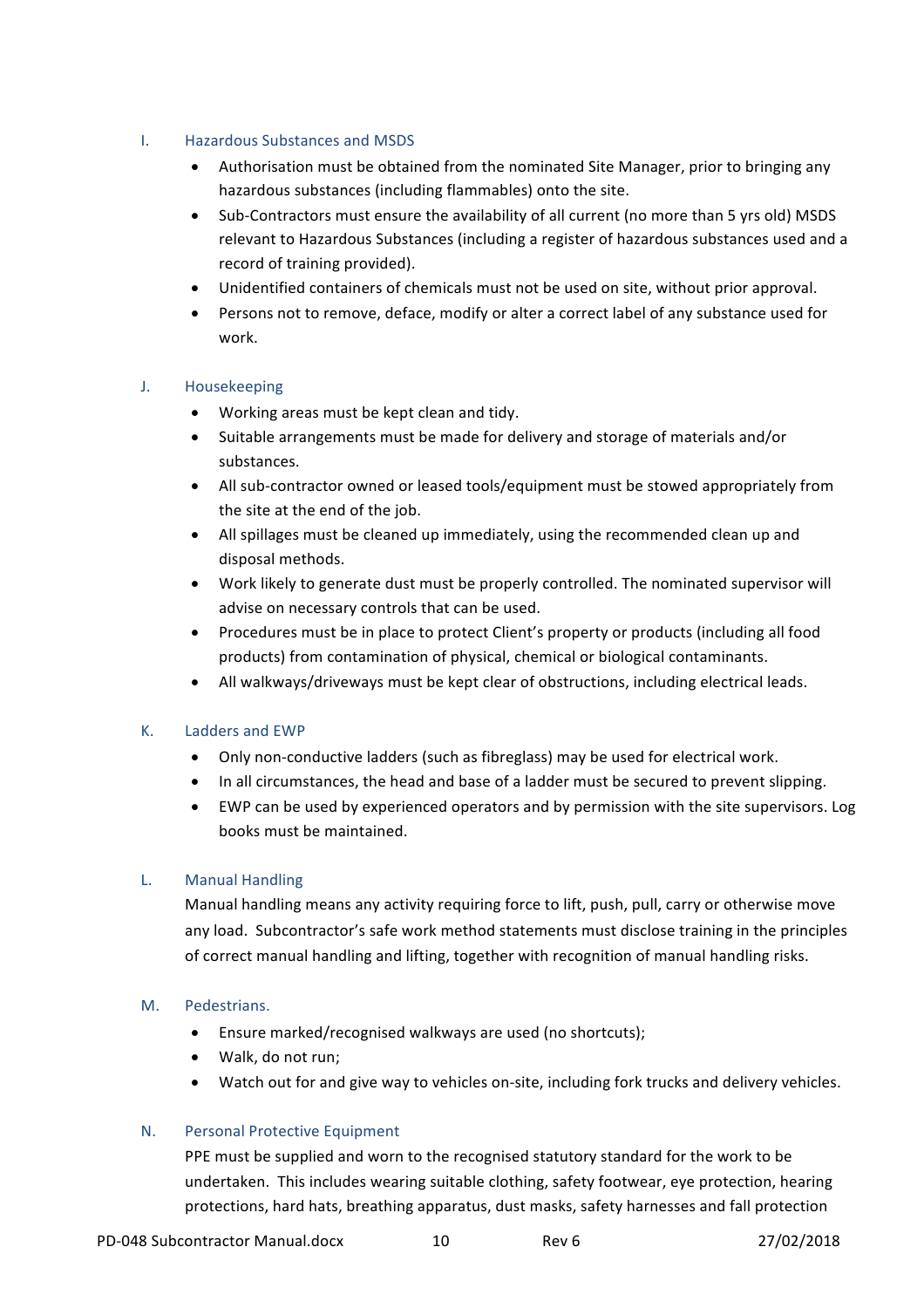### I. Hazardous Substances and MSDS

- Authorisation must be obtained from the nominated Site Manager, prior to bringing any hazardous substances (including flammables) onto the site.
- Sub-Contractors must ensure the availability of all current (no more than 5 yrs old) MSDS relevant to Hazardous Substances (including a register of hazardous substances used and a record of training provided).
- Unidentified containers of chemicals must not be used on site, without prior approval.
- Persons not to remove, deface, modify or alter a correct label of any substance used for work.

### J. Housekeeping

- Working areas must be kept clean and tidy.
- Suitable arrangements must be made for delivery and storage of materials and/or substances.
- All sub-contractor owned or leased tools/equipment must be stowed appropriately from the site at the end of the job.
- All spillages must be cleaned up immediately, using the recommended clean up and disposal methods.
- Work likely to generate dust must be properly controlled. The nominated supervisor will advise on necessary controls that can be used.
- Procedures must be in place to protect Client's property or products (including all food products) from contamination of physical, chemical or biological contaminants.
- All walkways/driveways must be kept clear of obstructions, including electrical leads.

### K. Ladders and EWP

- Only non-conductive ladders (such as fibreglass) may be used for electrical work.
- In all circumstances, the head and base of a ladder must be secured to prevent slipping.
- EWP can be used by experienced operators and by permission with the site supervisors. Log books must be maintained.

### L. Manual Handling

Manual handling means any activity requiring force to lift, push, pull, carry or otherwise move any load. Subcontractor's safe work method statements must disclose training in the principles of correct manual handling and lifting, together with recognition of manual handling risks.

### M. Pedestrians.

- Ensure marked/recognised walkways are used (no shortcuts);
- Walk, do not run;
- Watch out for and give way to vehicles on-site, including fork trucks and delivery vehicles.

### N. Personal Protective Equipment

PPE must be supplied and worn to the recognised statutory standard for the work to be undertaken. This includes wearing suitable clothing, safety footwear, eye protection, hearing protections, hard hats, breathing apparatus, dust masks, safety harnesses and fall protection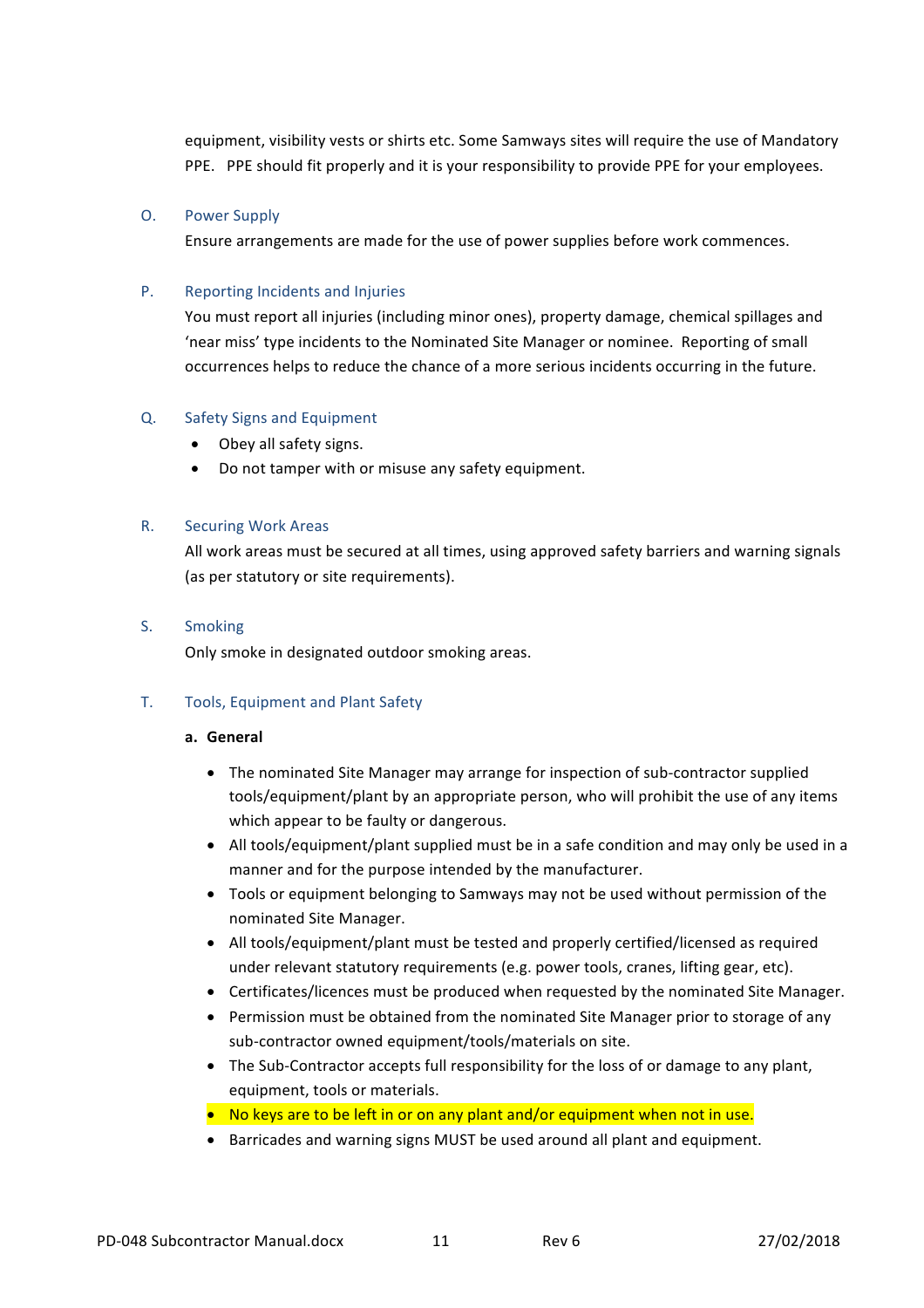equipment, visibility vests or shirts etc. Some Samways sites will require the use of Mandatory PPE. PPE should fit properly and it is your responsibility to provide PPE for your employees.

### O. Power Supply

Ensure arrangements are made for the use of power supplies before work commences.

### P. Reporting Incidents and Injuries

You must report all injuries (including minor ones), property damage, chemical spillages and 'near miss' type incidents to the Nominated Site Manager or nominee. Reporting of small occurrences helps to reduce the chance of a more serious incidents occurring in the future.

### Q. Safety Signs and Equipment

- Obey all safety signs.
- Do not tamper with or misuse any safety equipment.

### R. Securing Work Areas

All work areas must be secured at all times, using approved safety barriers and warning signals (as per statutory or site requirements).

### S. Smoking

Only smoke in designated outdoor smoking areas.

### T. Tools, Equipment and Plant Safety

**a. General**

- The nominated Site Manager may arrange for inspection of sub-contractor supplied tools/equipment/plant by an appropriate person, who will prohibit the use of any items which appear to be faulty or dangerous.
- All tools/equipment/plant supplied must be in a safe condition and may only be used in a manner and for the purpose intended by the manufacturer.
- Tools or equipment belonging to Samways may not be used without permission of the nominated Site Manager.
- All tools/equipment/plant must be tested and properly certified/licensed as required under relevant statutory requirements (e.g. power tools, cranes, lifting gear, etc).
- Certificates/licences must be produced when requested by the nominated Site Manager.
- Permission must be obtained from the nominated Site Manager prior to storage of any sub-contractor owned equipment/tools/materials on site.
- The Sub-Contractor accepts full responsibility for the loss of or damage to any plant, equipment, tools or materials.
- No keys are to be left in or on any plant and/or equipment when not in use.
- Barricades and warning signs MUST be used around all plant and equipment.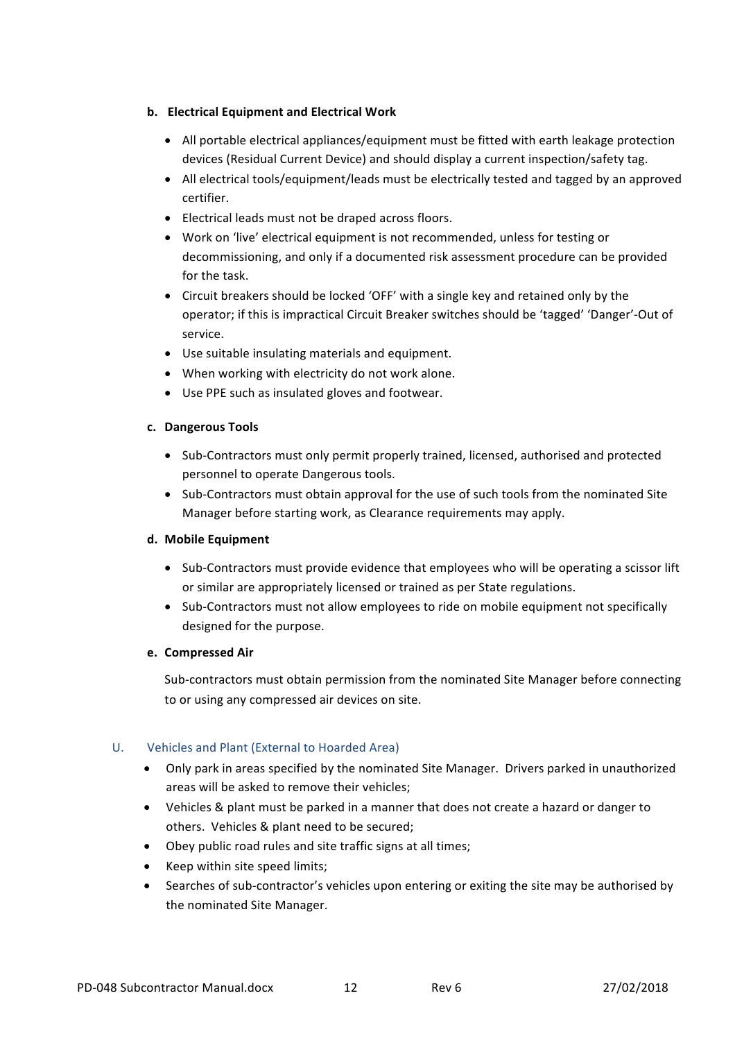**b. Electrical Equipment and Electrical Work**

- All portable electrical appliances/equipment must be fitted with earth leakage protection devices (Residual Current Device) and should display a current inspection/safety tag.
- All electrical tools/equipment/leads must be electrically tested and tagged by an approved certifier.
- Electrical leads must not be draped across floors.
- Work on 'live' electrical equipment is not recommended, unless for testing or decommissioning, and only if a documented risk assessment procedure can be provided for the task.
- Circuit breakers should be locked 'OFF' with a single key and retained only by the operator; if this is impractical Circuit Breaker switches should be 'tagged' 'Danger'-Out of service.
- Use suitable insulating materials and equipment.
- When working with electricity do not work alone.
- Use PPE such as insulated gloves and footwear.

**c. Dangerous Tools**

- Sub-Contractors must only permit properly trained, licensed, authorised and protected personnel to operate Dangerous tools.
- Sub-Contractors must obtain approval for the use of such tools from the nominated Site Manager before starting work, as Clearance requirements may apply.

**d. Mobile Equipment**

- Sub-Contractors must provide evidence that employees who will be operating a scissor lift or similar are appropriately licensed or trained as per State regulations.
- Sub-Contractors must not allow employees to ride on mobile equipment not specifically designed for the purpose.

**e. Compressed Air**

Sub-contractors must obtain permission from the nominated Site Manager before connecting to or using any compressed air devices on site.

## U. Vehicles and Plant (External to Hoarded Area)

- Only park in areas specified by the nominated Site Manager. Drivers parked in unauthorized areas will be asked to remove their vehicles;
- Vehicles & plant must be parked in a manner that does not create a hazard or danger to others. Vehicles & plant need to be secured;
- Obey public road rules and site traffic signs at all times;
- Keep within site speed limits;
- Searches of sub-contractor's vehicles upon entering or exiting the site may be authorised by the nominated Site Manager.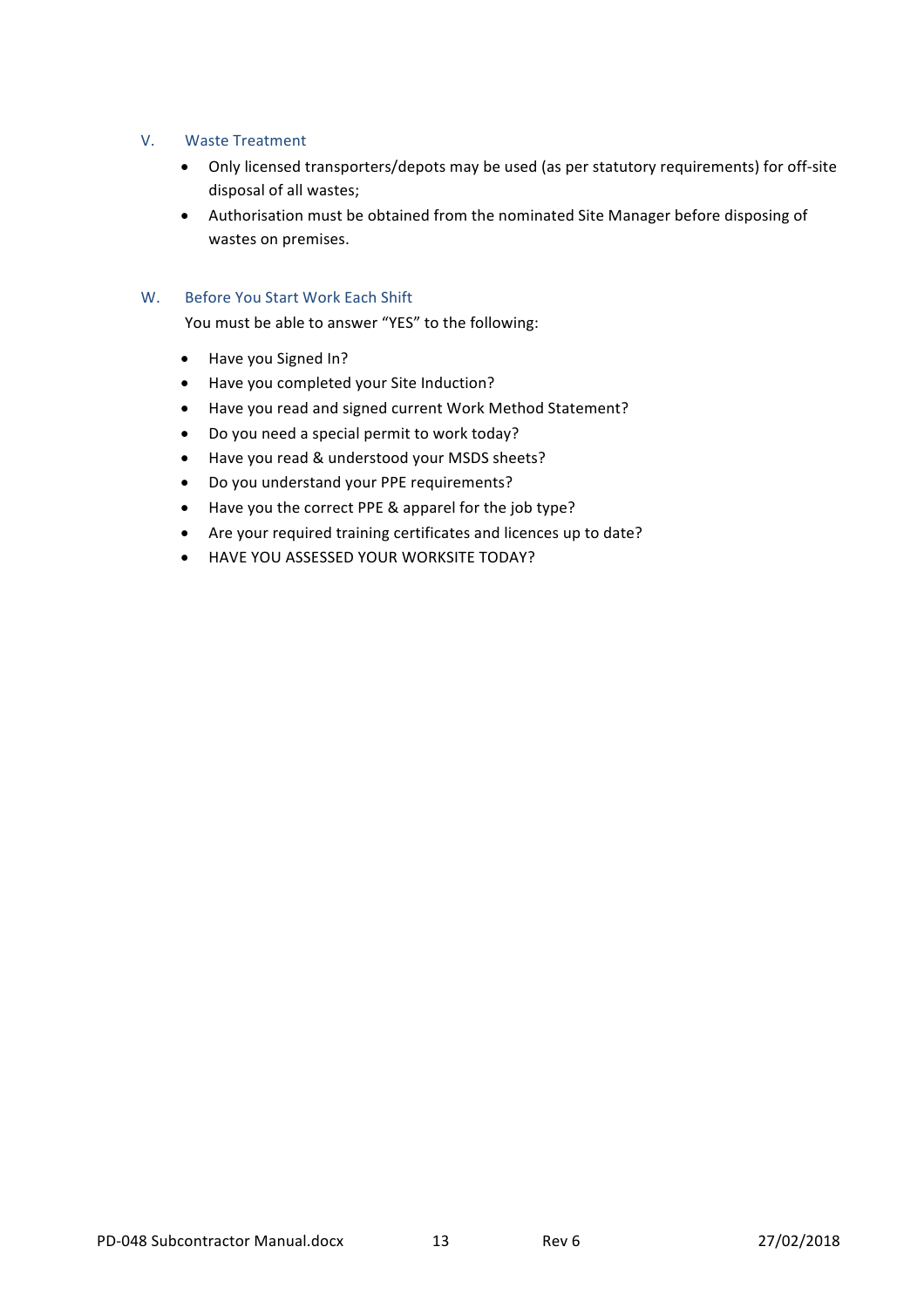### V. Waste Treatment

- Only licensed transporters/depots may be used (as per statutory requirements) for off-site disposal of all wastes;
- Authorisation must be obtained from the nominated Site Manager before disposing of wastes on premises.

### W. Before You Start Work Each Shift

You must be able to answer "YES" to the following:

- Have you Signed In?
- Have you completed your Site Induction?
- Have you read and signed current Work Method Statement?
- Do you need a special permit to work today?
- Have you read & understood your MSDS sheets?
- Do you understand your PPE requirements?
- Have you the correct PPE & apparel for the job type?
- Are your required training certificates and licences up to date?
- HAVE YOU ASSESSED YOUR WORKSITE TODAY?